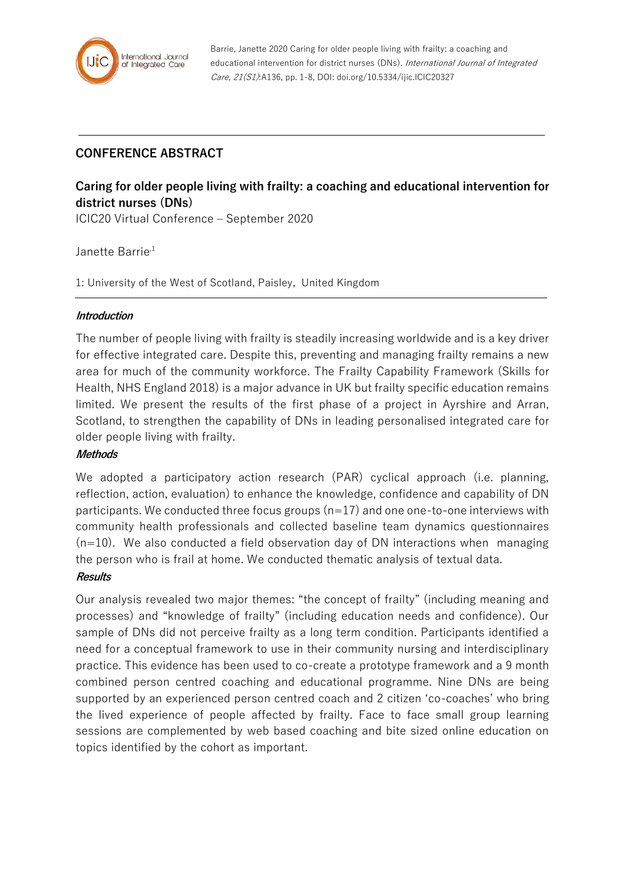Barrie, Janette 2020 Caring for older people living with frailty: a coaching and educational intervention for district nurses (DNs). *International Journal of Integrated Care, 21(S1)*:A136, pp. 1-8, DOI: doi.org/10.5334/ijic.ICIC20327

## CONFERENCE ABSTRACT

# Caring for older people living with frailty: a coaching and educational intervention for district nurses (DNs)

ICIC20 Virtual Conference – September 2020

Janette Barrie[1]

1: University of the West of Scotland, Paisley, United Kingdom

### *Introduction*

The number of people living with frailty is steadily increasing worldwide and is a key driver for effective integrated care. Despite this, preventing and managing frailty remains a new area for much of the community workforce. The Frailty Capability Framework (Skills for Health, NHS England 2018) is a major advance in UK but frailty specific education remains limited. We present the results of the first phase of a project in Ayrshire and Arran, Scotland, to strengthen the capability of DNs in leading personalised integrated care for older people living with frailty.

### *Methods*

We adopted a participatory action research (PAR) cyclical approach (i.e. planning, reflection, action, evaluation) to enhance the knowledge, confidence and capability of DN participants. We conducted three focus groups (n=17) and one one-to-one interviews with community health professionals and collected baseline team dynamics questionnaires (n=10). We also conducted a field observation day of DN interactions when managing the person who is frail at home. We conducted thematic analysis of textual data.

### *Results*

Our analysis revealed two major themes: "the concept of frailty" (including meaning and processes) and "knowledge of frailty" (including education needs and confidence). Our sample of DNs did not perceive frailty as a long term condition. Participants identified a need for a conceptual framework to use in their community nursing and interdisciplinary practice. This evidence has been used to co-create a prototype framework and a 9 month combined person centred coaching and educational programme. Nine DNs are being supported by an experienced person centred coach and 2 citizen 'co-coaches' who bring the lived experience of people affected by frailty. Face to face small group learning sessions are complemented by web based coaching and bite sized online education on topics identified by the cohort as important.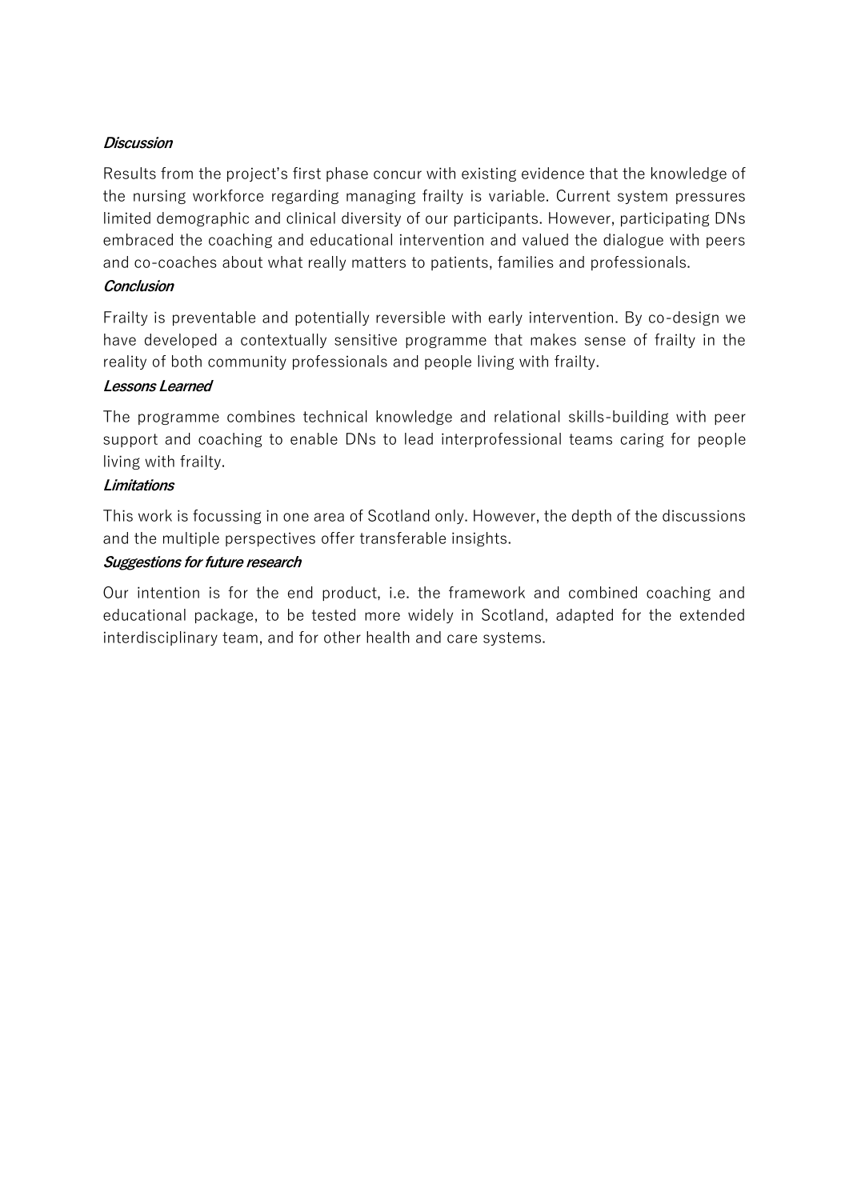***Discussion***

Results from the project's first phase concur with existing evidence that the knowledge of the nursing workforce regarding managing frailty is variable. Current system pressures limited demographic and clinical diversity of our participants. However, participating DNs embraced the coaching and educational intervention and valued the dialogue with peers and co-coaches about what really matters to patients, families and professionals.

***Conclusion***

Frailty is preventable and potentially reversible with early intervention. By co-design we have developed a contextually sensitive programme that makes sense of frailty in the reality of both community professionals and people living with frailty.

***Lessons Learned***

The programme combines technical knowledge and relational skills-building with peer support and coaching to enable DNs to lead interprofessional teams caring for people living with frailty.

***Limitations***

This work is focussing in one area of Scotland only. However, the depth of the discussions and the multiple perspectives offer transferable insights.

***Suggestions for future research***

Our intention is for the end product, i.e. the framework and combined coaching and educational package, to be tested more widely in Scotland, adapted for the extended interdisciplinary team, and for other health and care systems.